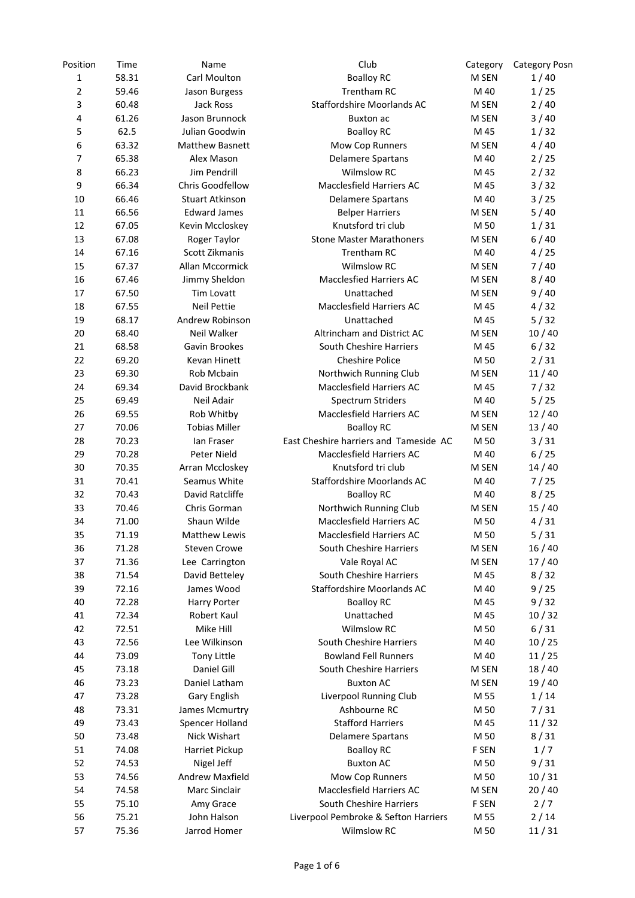| Position | Time | Name | Club | Category | Category Posn |
|---|---|---|---|---|---|
| 1 | 58.31 | Carl Moulton | Boalloy RC | M SEN | 1 / 40 |
| 2 | 59.46 | Jason Burgess | Trentham RC | M 40 | 1 / 25 |
| 3 | 60.48 | Jack Ross | Staffordshire Moorlands AC | M SEN | 2 / 40 |
| 4 | 61.26 | Jason Brunnock | Buxton ac | M SEN | 3 / 40 |
| 5 | 62.5 | Julian Goodwin | Boalloy RC | M 45 | 1 / 32 |
| 6 | 63.32 | Matthew Basnett | Mow Cop Runners | M SEN | 4 / 40 |
| 7 | 65.38 | Alex Mason | Delamere Spartans | M 40 | 2 / 25 |
| 8 | 66.23 | Jim Pendrill | Wilmslow RC | M 45 | 2 / 32 |
| 9 | 66.34 | Chris Goodfellow | Macclesfield Harriers AC | M 45 | 3 / 32 |
| 10 | 66.46 | Stuart Atkinson | Delamere Spartans | M 40 | 3 / 25 |
| 11 | 66.56 | Edward James | Belper Harriers | M SEN | 5 / 40 |
| 12 | 67.05 | Kevin Mccloskey | Knutsford tri club | M 50 | 1 / 31 |
| 13 | 67.08 | Roger Taylor | Stone Master Marathoners | M SEN | 6 / 40 |
| 14 | 67.16 | Scott Zikmanis | Trentham RC | M 40 | 4 / 25 |
| 15 | 67.37 | Allan Mccormick | Wilmslow RC | M SEN | 7 / 40 |
| 16 | 67.46 | Jimmy Sheldon | Macclesfied Harriers AC | M SEN | 8 / 40 |
| 17 | 67.50 | Tim Lovatt | Unattached | M SEN | 9 / 40 |
| 18 | 67.55 | Neil Pettie | Macclesfield Harriers AC | M 45 | 4 / 32 |
| 19 | 68.17 | Andrew Robinson | Unattached | M 45 | 5 / 32 |
| 20 | 68.40 | Neil Walker | Altrincham and District AC | M SEN | 10 / 40 |
| 21 | 68.58 | Gavin Brookes | South Cheshire Harriers | M 45 | 6 / 32 |
| 22 | 69.20 | Kevan Hinett | Cheshire Police | M 50 | 2 / 31 |
| 23 | 69.30 | Rob Mcbain | Northwich Running Club | M SEN | 11 / 40 |
| 24 | 69.34 | David Brockbank | Macclesfield Harriers AC | M 45 | 7 / 32 |
| 25 | 69.49 | Neil Adair | Spectrum Striders | M 40 | 5 / 25 |
| 26 | 69.55 | Rob Whitby | Macclesfield Harriers AC | M SEN | 12 / 40 |
| 27 | 70.06 | Tobias Miller | Boalloy RC | M SEN | 13 / 40 |
| 28 | 70.23 | Ian Fraser | East Cheshire harriers and Tameside AC | M 50 | 3 / 31 |
| 29 | 70.28 | Peter Nield | Macclesfield Harriers AC | M 40 | 6 / 25 |
| 30 | 70.35 | Arran Mccloskey | Knutsford tri club | M SEN | 14 / 40 |
| 31 | 70.41 | Seamus White | Staffordshire Moorlands AC | M 40 | 7 / 25 |
| 32 | 70.43 | David Ratcliffe | Boalloy RC | M 40 | 8 / 25 |
| 33 | 70.46 | Chris Gorman | Northwich Running Club | M SEN | 15 / 40 |
| 34 | 71.00 | Shaun Wilde | Macclesfield Harriers AC | M 50 | 4 / 31 |
| 35 | 71.19 | Matthew Lewis | Macclesfield Harriers AC | M 50 | 5 / 31 |
| 36 | 71.28 | Steven Crowe | South Cheshire Harriers | M SEN | 16 / 40 |
| 37 | 71.36 | Lee Carrington | Vale Royal AC | M SEN | 17 / 40 |
| 38 | 71.54 | David Betteley | South Cheshire Harriers | M 45 | 8 / 32 |
| 39 | 72.16 | James Wood | Staffordshire Moorlands AC | M 40 | 9 / 25 |
| 40 | 72.28 | Harry Porter | Boalloy RC | M 45 | 9 / 32 |
| 41 | 72.34 | Robert Kaul | Unattached | M 45 | 10 / 32 |
| 42 | 72.51 | Mike Hill | Wilmslow RC | M 50 | 6 / 31 |
| 43 | 72.56 | Lee Wilkinson | South Cheshire Harriers | M 40 | 10 / 25 |
| 44 | 73.09 | Tony Little | Bowland Fell Runners | M 40 | 11 / 25 |
| 45 | 73.18 | Daniel Gill | South Cheshire Harriers | M SEN | 18 / 40 |
| 46 | 73.23 | Daniel Latham | Buxton AC | M SEN | 19 / 40 |
| 47 | 73.28 | Gary English | Liverpool Running Club | M 55 | 1 / 14 |
| 48 | 73.31 | James Mcmurtry | Ashbourne RC | M 50 | 7 / 31 |
| 49 | 73.43 | Spencer Holland | Stafford Harriers | M 45 | 11 / 32 |
| 50 | 73.48 | Nick Wishart | Delamere Spartans | M 50 | 8 / 31 |
| 51 | 74.08 | Harriet Pickup | Boalloy RC | F SEN | 1 / 7 |
| 52 | 74.53 | Nigel Jeff | Buxton AC | M 50 | 9 / 31 |
| 53 | 74.56 | Andrew Maxfield | Mow Cop Runners | M 50 | 10 / 31 |
| 54 | 74.58 | Marc Sinclair | Macclesfield Harriers AC | M SEN | 20 / 40 |
| 55 | 75.10 | Amy Grace | South Cheshire Harriers | F SEN | 2 / 7 |
| 56 | 75.21 | John Halson | Liverpool Pembroke & Sefton Harriers | M 55 | 2 / 14 |
| 57 | 75.36 | Jarrod Homer | Wilmslow RC | M 50 | 11 / 31 |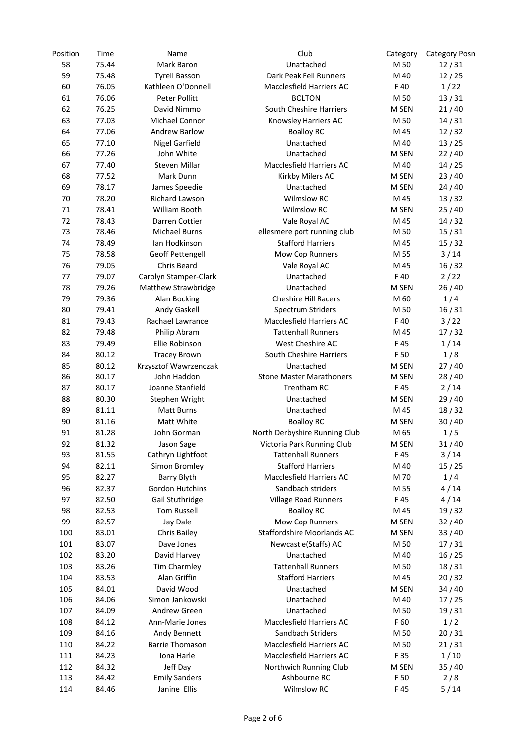| Position | Time | Name | Club | Category | Category Posn |
|---|---|---|---|---|---|
| 58 | 75.44 | Mark Baron | Unattached | M 50 | 12 / 31 |
| 59 | 75.48 | Tyrell Basson | Dark Peak Fell Runners | M 40 | 12 / 25 |
| 60 | 76.05 | Kathleen O'Donnell | Macclesfield Harriers AC | F 40 | 1 / 22 |
| 61 | 76.06 | Peter Pollitt | BOLTON | M 50 | 13 / 31 |
| 62 | 76.25 | David Nimmo | South Cheshire Harriers | M SEN | 21 / 40 |
| 63 | 77.03 | Michael Connor | Knowsley Harriers AC | M 50 | 14 / 31 |
| 64 | 77.06 | Andrew Barlow | Boalloy RC | M 45 | 12 / 32 |
| 65 | 77.10 | Nigel Garfield | Unattached | M 40 | 13 / 25 |
| 66 | 77.26 | John White | Unattached | M SEN | 22 / 40 |
| 67 | 77.40 | Steven Millar | Macclesfield Harriers AC | M 40 | 14 / 25 |
| 68 | 77.52 | Mark Dunn | Kirkby Milers AC | M SEN | 23 / 40 |
| 69 | 78.17 | James Speedie | Unattached | M SEN | 24 / 40 |
| 70 | 78.20 | Richard Lawson | Wilmslow RC | M 45 | 13 / 32 |
| 71 | 78.41 | William Booth | Wilmslow RC | M SEN | 25 / 40 |
| 72 | 78.43 | Darren Cottier | Vale Royal AC | M 45 | 14 / 32 |
| 73 | 78.46 | Michael Burns | ellesmere port running club | M 50 | 15 / 31 |
| 74 | 78.49 | Ian Hodkinson | Stafford Harriers | M 45 | 15 / 32 |
| 75 | 78.58 | Geoff Pettengell | Mow Cop Runners | M 55 | 3 / 14 |
| 76 | 79.05 | Chris Beard | Vale Royal AC | M 45 | 16 / 32 |
| 77 | 79.07 | Carolyn Stamper-Clark | Unattached | F 40 | 2 / 22 |
| 78 | 79.26 | Matthew Strawbridge | Unattached | M SEN | 26 / 40 |
| 79 | 79.36 | Alan Bocking | Cheshire Hill Racers | M 60 | 1 / 4 |
| 80 | 79.41 | Andy Gaskell | Spectrum Striders | M 50 | 16 / 31 |
| 81 | 79.43 | Rachael Lawrance | Macclesfield Harriers AC | F 40 | 3 / 22 |
| 82 | 79.48 | Philip Abram | Tattenhall Runners | M 45 | 17 / 32 |
| 83 | 79.49 | Ellie Robinson | West Cheshire AC | F 45 | 1 / 14 |
| 84 | 80.12 | Tracey Brown | South Cheshire Harriers | F 50 | 1 / 8 |
| 85 | 80.12 | Krzysztof Wawrzenczak | Unattached | M SEN | 27 / 40 |
| 86 | 80.17 | John Haddon | Stone Master Marathoners | M SEN | 28 / 40 |
| 87 | 80.17 | Joanne Stanfield | Trentham RC | F 45 | 2 / 14 |
| 88 | 80.30 | Stephen Wright | Unattached | M SEN | 29 / 40 |
| 89 | 81.11 | Matt Burns | Unattached | M 45 | 18 / 32 |
| 90 | 81.16 | Matt White | Boalloy RC | M SEN | 30 / 40 |
| 91 | 81.28 | John Gorman | North Derbyshire Running Club | M 65 | 1 / 5 |
| 92 | 81.32 | Jason Sage | Victoria Park Running Club | M SEN | 31 / 40 |
| 93 | 81.55 | Cathryn Lightfoot | Tattenhall Runners | F 45 | 3 / 14 |
| 94 | 82.11 | Simon Bromley | Stafford Harriers | M 40 | 15 / 25 |
| 95 | 82.27 | Barry Blyth | Macclesfield Harriers AC | M 70 | 1 / 4 |
| 96 | 82.37 | Gordon Hutchins | Sandbach striders | M 55 | 4 / 14 |
| 97 | 82.50 | Gail Stuthridge | Village Road Runners | F 45 | 4 / 14 |
| 98 | 82.53 | Tom Russell | Boalloy RC | M 45 | 19 / 32 |
| 99 | 82.57 | Jay Dale | Mow Cop Runners | M SEN | 32 / 40 |
| 100 | 83.01 | Chris Bailey | Staffordshire Moorlands AC | M SEN | 33 / 40 |
| 101 | 83.07 | Dave Jones | Newcastle(Staffs) AC | M 50 | 17 / 31 |
| 102 | 83.20 | David Harvey | Unattached | M 40 | 16 / 25 |
| 103 | 83.26 | Tim Charmley | Tattenhall Runners | M 50 | 18 / 31 |
| 104 | 83.53 | Alan Griffin | Stafford Harriers | M 45 | 20 / 32 |
| 105 | 84.01 | David Wood | Unattached | M SEN | 34 / 40 |
| 106 | 84.06 | Simon Jankowski | Unattached | M 40 | 17 / 25 |
| 107 | 84.09 | Andrew Green | Unattached | M 50 | 19 / 31 |
| 108 | 84.12 | Ann-Marie Jones | Macclesfield Harriers AC | F 60 | 1 / 2 |
| 109 | 84.16 | Andy Bennett | Sandbach Striders | M 50 | 20 / 31 |
| 110 | 84.22 | Barrie Thomason | Macclesfield Harriers AC | M 50 | 21 / 31 |
| 111 | 84.23 | Iona Harle | Macclesfield Harriers AC | F 35 | 1 / 10 |
| 112 | 84.32 | Jeff Day | Northwich Running Club | M SEN | 35 / 40 |
| 113 | 84.42 | Emily Sanders | Ashbourne RC | F 50 | 2 / 8 |
| 114 | 84.46 | Janine Ellis | Wilmslow RC | F 45 | 5 / 14 |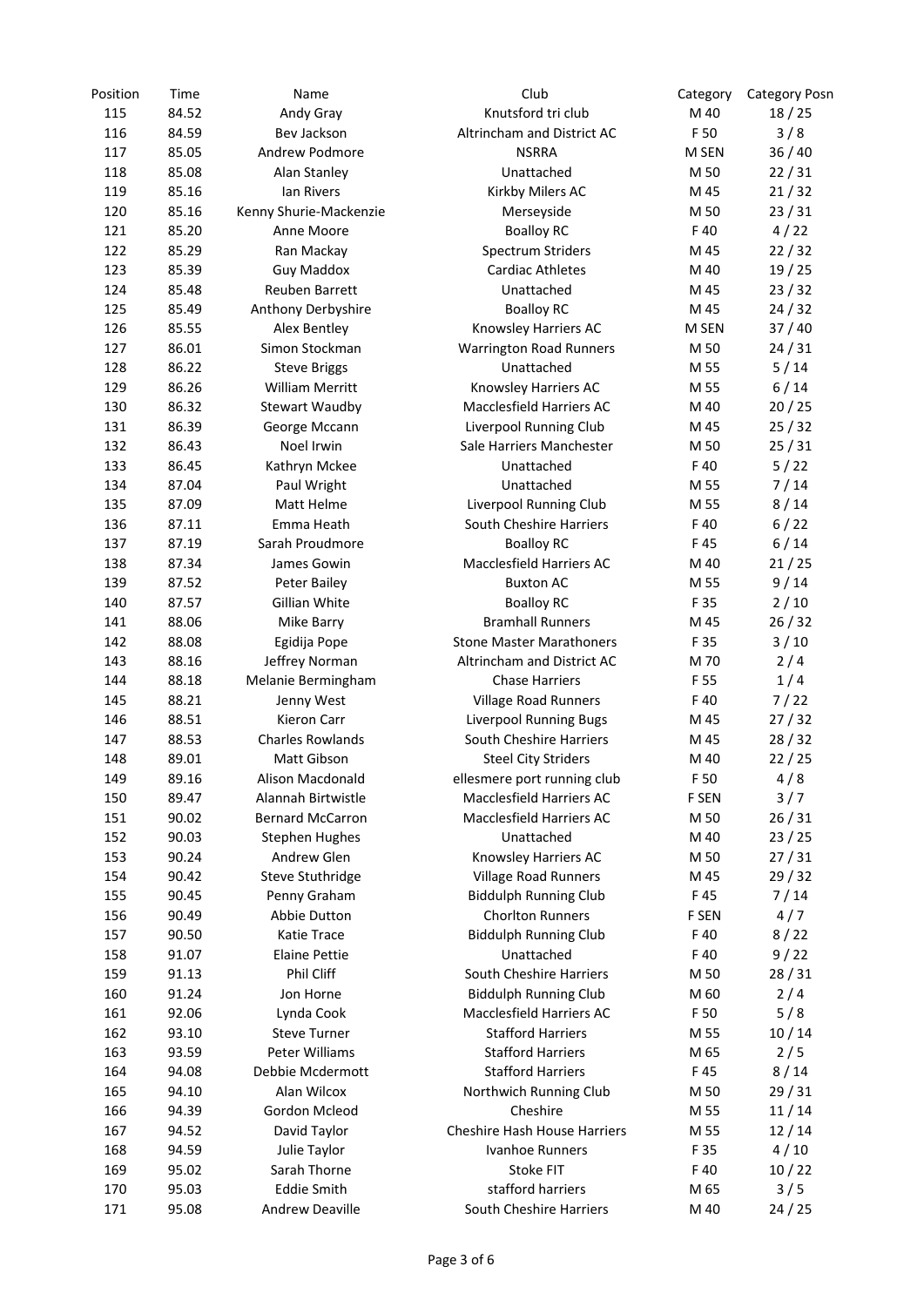| Position | Time | Name | Club | Category | Category Posn |
|---|---|---|---|---|---|
| 115 | 84.52 | Andy Gray | Knutsford tri club | M 40 | 18 / 25 |
| 116 | 84.59 | Bev Jackson | Altrincham and District AC | F 50 | 3 / 8 |
| 117 | 85.05 | Andrew Podmore | NSRRA | M SEN | 36 / 40 |
| 118 | 85.08 | Alan Stanley | Unattached | M 50 | 22 / 31 |
| 119 | 85.16 | Ian Rivers | Kirkby Milers AC | M 45 | 21 / 32 |
| 120 | 85.16 | Kenny Shurie-Mackenzie | Merseyside | M 50 | 23 / 31 |
| 121 | 85.20 | Anne Moore | Boalloy RC | F 40 | 4 / 22 |
| 122 | 85.29 | Ran Mackay | Spectrum Striders | M 45 | 22 / 32 |
| 123 | 85.39 | Guy Maddox | Cardiac Athletes | M 40 | 19 / 25 |
| 124 | 85.48 | Reuben Barrett | Unattached | M 45 | 23 / 32 |
| 125 | 85.49 | Anthony Derbyshire | Boalloy RC | M 45 | 24 / 32 |
| 126 | 85.55 | Alex Bentley | Knowsley Harriers AC | M SEN | 37 / 40 |
| 127 | 86.01 | Simon Stockman | Warrington Road Runners | M 50 | 24 / 31 |
| 128 | 86.22 | Steve Briggs | Unattached | M 55 | 5 / 14 |
| 129 | 86.26 | William Merritt | Knowsley Harriers AC | M 55 | 6 / 14 |
| 130 | 86.32 | Stewart Waudby | Macclesfield Harriers AC | M 40 | 20 / 25 |
| 131 | 86.39 | George Mccann | Liverpool Running Club | M 45 | 25 / 32 |
| 132 | 86.43 | Noel Irwin | Sale Harriers Manchester | M 50 | 25 / 31 |
| 133 | 86.45 | Kathryn Mckee | Unattached | F 40 | 5 / 22 |
| 134 | 87.04 | Paul Wright | Unattached | M 55 | 7 / 14 |
| 135 | 87.09 | Matt Helme | Liverpool Running Club | M 55 | 8 / 14 |
| 136 | 87.11 | Emma Heath | South Cheshire Harriers | F 40 | 6 / 22 |
| 137 | 87.19 | Sarah Proudmore | Boalloy RC | F 45 | 6 / 14 |
| 138 | 87.34 | James Gowin | Macclesfield Harriers AC | M 40 | 21 / 25 |
| 139 | 87.52 | Peter Bailey | Buxton AC | M 55 | 9 / 14 |
| 140 | 87.57 | Gillian White | Boalloy RC | F 35 | 2 / 10 |
| 141 | 88.06 | Mike Barry | Bramhall Runners | M 45 | 26 / 32 |
| 142 | 88.08 | Egidija Pope | Stone Master Marathoners | F 35 | 3 / 10 |
| 143 | 88.16 | Jeffrey Norman | Altrincham and District AC | M 70 | 2 / 4 |
| 144 | 88.18 | Melanie Bermingham | Chase Harriers | F 55 | 1 / 4 |
| 145 | 88.21 | Jenny West | Village Road Runners | F 40 | 7 / 22 |
| 146 | 88.51 | Kieron Carr | Liverpool Running Bugs | M 45 | 27 / 32 |
| 147 | 88.53 | Charles Rowlands | South Cheshire Harriers | M 45 | 28 / 32 |
| 148 | 89.01 | Matt Gibson | Steel City Striders | M 40 | 22 / 25 |
| 149 | 89.16 | Alison Macdonald | ellesmere port running club | F 50 | 4 / 8 |
| 150 | 89.47 | Alannah Birtwistle | Macclesfield Harriers AC | F SEN | 3 / 7 |
| 151 | 90.02 | Bernard McCarron | Macclesfield Harriers AC | M 50 | 26 / 31 |
| 152 | 90.03 | Stephen Hughes | Unattached | M 40 | 23 / 25 |
| 153 | 90.24 | Andrew Glen | Knowsley Harriers AC | M 50 | 27 / 31 |
| 154 | 90.42 | Steve Stuthridge | Village Road Runners | M 45 | 29 / 32 |
| 155 | 90.45 | Penny Graham | Biddulph Running Club | F 45 | 7 / 14 |
| 156 | 90.49 | Abbie Dutton | Chorlton Runners | F SEN | 4 / 7 |
| 157 | 90.50 | Katie Trace | Biddulph Running Club | F 40 | 8 / 22 |
| 158 | 91.07 | Elaine Pettie | Unattached | F 40 | 9 / 22 |
| 159 | 91.13 | Phil Cliff | South Cheshire Harriers | M 50 | 28 / 31 |
| 160 | 91.24 | Jon Horne | Biddulph Running Club | M 60 | 2 / 4 |
| 161 | 92.06 | Lynda Cook | Macclesfield Harriers AC | F 50 | 5 / 8 |
| 162 | 93.10 | Steve Turner | Stafford Harriers | M 55 | 10 / 14 |
| 163 | 93.59 | Peter Williams | Stafford Harriers | M 65 | 2 / 5 |
| 164 | 94.08 | Debbie Mcdermott | Stafford Harriers | F 45 | 8 / 14 |
| 165 | 94.10 | Alan Wilcox | Northwich Running Club | M 50 | 29 / 31 |
| 166 | 94.39 | Gordon Mcleod | Cheshire | M 55 | 11 / 14 |
| 167 | 94.52 | David Taylor | Cheshire Hash House Harriers | M 55 | 12 / 14 |
| 168 | 94.59 | Julie Taylor | Ivanhoe Runners | F 35 | 4 / 10 |
| 169 | 95.02 | Sarah Thorne | Stoke FIT | F 40 | 10 / 22 |
| 170 | 95.03 | Eddie Smith | stafford harriers | M 65 | 3 / 5 |
| 171 | 95.08 | Andrew Deaville | South Cheshire Harriers | M 40 | 24 / 25 |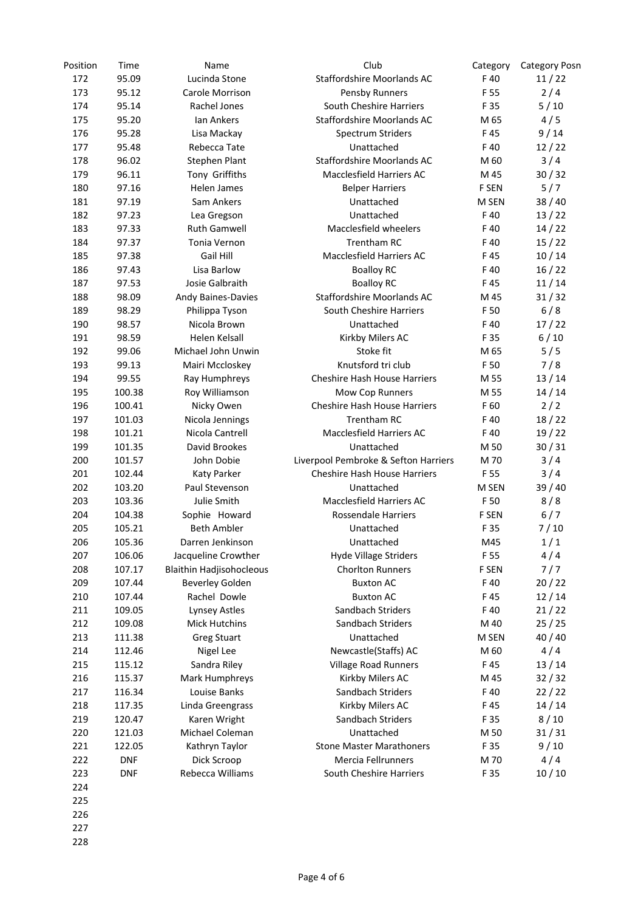| Position | Time | Name | Club | Category | Category Posn |
|---|---|---|---|---|---|
| 172 | 95.09 | Lucinda Stone | Staffordshire Moorlands AC | F 40 | 11 / 22 |
| 173 | 95.12 | Carole Morrison | Pensby Runners | F 55 | 2 / 4 |
| 174 | 95.14 | Rachel Jones | South Cheshire Harriers | F 35 | 5 / 10 |
| 175 | 95.20 | Ian Ankers | Staffordshire Moorlands AC | M 65 | 4 / 5 |
| 176 | 95.28 | Lisa Mackay | Spectrum Striders | F 45 | 9 / 14 |
| 177 | 95.48 | Rebecca Tate | Unattached | F 40 | 12 / 22 |
| 178 | 96.02 | Stephen Plant | Staffordshire Moorlands AC | M 60 | 3 / 4 |
| 179 | 96.11 | Tony Griffiths | Macclesfield Harriers AC | M 45 | 30 / 32 |
| 180 | 97.16 | Helen James | Belper Harriers | F SEN | 5 / 7 |
| 181 | 97.19 | Sam Ankers | Unattached | M SEN | 38 / 40 |
| 182 | 97.23 | Lea Gregson | Unattached | F 40 | 13 / 22 |
| 183 | 97.33 | Ruth Gamwell | Macclesfield wheelers | F 40 | 14 / 22 |
| 184 | 97.37 | Tonia Vernon | Trentham RC | F 40 | 15 / 22 |
| 185 | 97.38 | Gail Hill | Macclesfield Harriers AC | F 45 | 10 / 14 |
| 186 | 97.43 | Lisa Barlow | Boalloy RC | F 40 | 16 / 22 |
| 187 | 97.53 | Josie Galbraith | Boalloy RC | F 45 | 11 / 14 |
| 188 | 98.09 | Andy Baines-Davies | Staffordshire Moorlands AC | M 45 | 31 / 32 |
| 189 | 98.29 | Philippa Tyson | South Cheshire Harriers | F 50 | 6 / 8 |
| 190 | 98.57 | Nicola Brown | Unattached | F 40 | 17 / 22 |
| 191 | 98.59 | Helen Kelsall | Kirkby Milers AC | F 35 | 6 / 10 |
| 192 | 99.06 | Michael John Unwin | Stoke fit | M 65 | 5 / 5 |
| 193 | 99.13 | Mairi Mccloskey | Knutsford tri club | F 50 | 7 / 8 |
| 194 | 99.55 | Ray Humphreys | Cheshire Hash House Harriers | M 55 | 13 / 14 |
| 195 | 100.38 | Roy Williamson | Mow Cop Runners | M 55 | 14 / 14 |
| 196 | 100.41 | Nicky Owen | Cheshire Hash House Harriers | F 60 | 2 / 2 |
| 197 | 101.03 | Nicola Jennings | Trentham RC | F 40 | 18 / 22 |
| 198 | 101.21 | Nicola Cantrell | Macclesfield Harriers AC | F 40 | 19 / 22 |
| 199 | 101.35 | David Brookes | Unattached | M 50 | 30 / 31 |
| 200 | 101.57 | John Dobie | Liverpool Pembroke & Sefton Harriers | M 70 | 3 / 4 |
| 201 | 102.44 | Katy Parker | Cheshire Hash House Harriers | F 55 | 3 / 4 |
| 202 | 103.20 | Paul Stevenson | Unattached | M SEN | 39 / 40 |
| 203 | 103.36 | Julie Smith | Macclesfield Harriers AC | F 50 | 8 / 8 |
| 204 | 104.38 | Sophie Howard | Rossendale Harriers | F SEN | 6 / 7 |
| 205 | 105.21 | Beth Ambler | Unattached | F 35 | 7 / 10 |
| 206 | 105.36 | Darren Jenkinson | Unattached | M45 | 1 / 1 |
| 207 | 106.06 | Jacqueline Crowther | Hyde Village Striders | F 55 | 4 / 4 |
| 208 | 107.17 | Blaithin Hadjisohocleous | Chorlton Runners | F SEN | 7 / 7 |
| 209 | 107.44 | Beverley Golden | Buxton AC | F 40 | 20 / 22 |
| 210 | 107.44 | Rachel Dowle | Buxton AC | F 45 | 12 / 14 |
| 211 | 109.05 | Lynsey Astles | Sandbach Striders | F 40 | 21 / 22 |
| 212 | 109.08 | Mick Hutchins | Sandbach Striders | M 40 | 25 / 25 |
| 213 | 111.38 | Greg Stuart | Unattached | M SEN | 40 / 40 |
| 214 | 112.46 | Nigel Lee | Newcastle(Staffs) AC | M 60 | 4 / 4 |
| 215 | 115.12 | Sandra Riley | Village Road Runners | F 45 | 13 / 14 |
| 216 | 115.37 | Mark Humphreys | Kirkby Milers AC | M 45 | 32 / 32 |
| 217 | 116.34 | Louise Banks | Sandbach Striders | F 40 | 22 / 22 |
| 218 | 117.35 | Linda Greengrass | Kirkby Milers AC | F 45 | 14 / 14 |
| 219 | 120.47 | Karen Wright | Sandbach Striders | F 35 | 8 / 10 |
| 220 | 121.03 | Michael Coleman | Unattached | M 50 | 31 / 31 |
| 221 | 122.05 | Kathryn Taylor | Stone Master Marathoners | F 35 | 9 / 10 |
| 222 | DNF | Dick Scroop | Mercia Fellrunners | M 70 | 4 / 4 |
| 223 | DNF | Rebecca Williams | South Cheshire Harriers | F 35 | 10 / 10 |
| 224 | | | | | |
| 225 | | | | | |
| 226 | | | | | |
| 227 | | | | | |
| 228 | | | | | |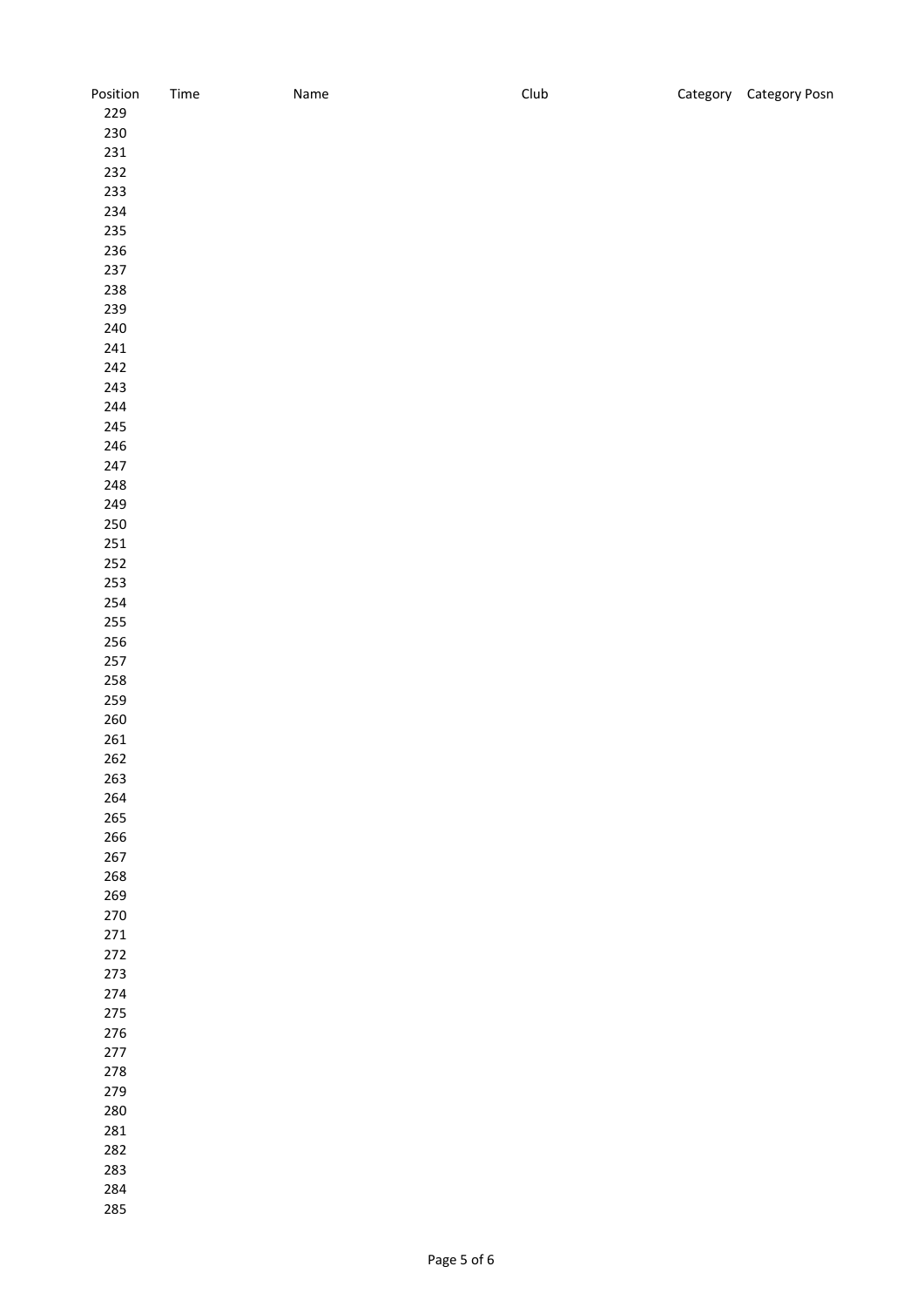| Position | Time | Name | Club | Category | Category Posn |
|---|---|---|---|---|---|
| 229 | | | | | |
| 230 | | | | | |
| 231 | | | | | |
| 232 | | | | | |
| 233 | | | | | |
| 234 | | | | | |
| 235 | | | | | |
| 236 | | | | | |
| 237 | | | | | |
| 238 | | | | | |
| 239 | | | | | |
| 240 | | | | | |
| 241 | | | | | |
| 242 | | | | | |
| 243 | | | | | |
| 244 | | | | | |
| 245 | | | | | |
| 246 | | | | | |
| 247 | | | | | |
| 248 | | | | | |
| 249 | | | | | |
| 250 | | | | | |
| 251 | | | | | |
| 252 | | | | | |
| 253 | | | | | |
| 254 | | | | | |
| 255 | | | | | |
| 256 | | | | | |
| 257 | | | | | |
| 258 | | | | | |
| 259 | | | | | |
| 260 | | | | | |
| 261 | | | | | |
| 262 | | | | | |
| 263 | | | | | |
| 264 | | | | | |
| 265 | | | | | |
| 266 | | | | | |
| 267 | | | | | |
| 268 | | | | | |
| 269 | | | | | |
| 270 | | | | | |
| 271 | | | | | |
| 272 | | | | | |
| 273 | | | | | |
| 274 | | | | | |
| 275 | | | | | |
| 276 | | | | | |
| 277 | | | | | |
| 278 | | | | | |
| 279 | | | | | |
| 280 | | | | | |
| 281 | | | | | |
| 282 | | | | | |
| 283 | | | | | |
| 284 | | | | | |
| 285 | | | | | |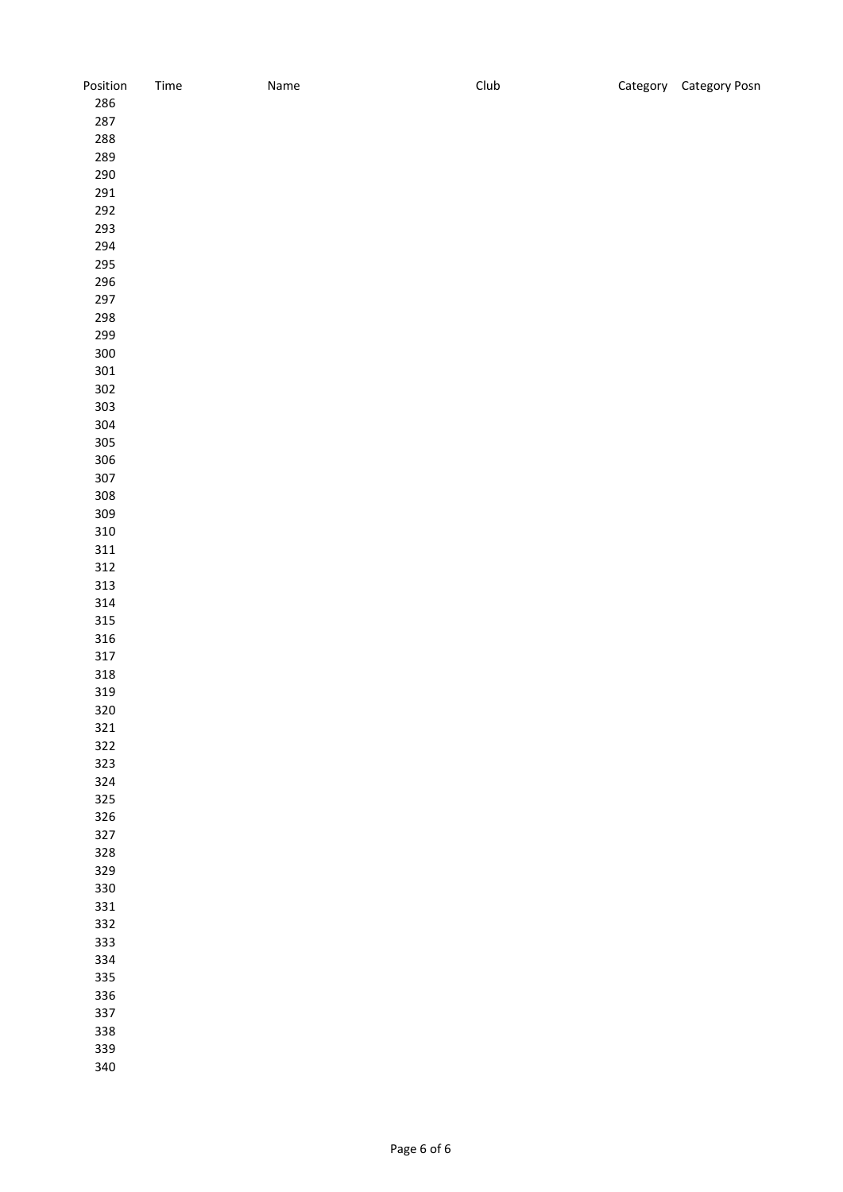| Position | Time | Name | Club | Category | Category Posn |
|---|---|---|---|---|---|
| 286 | | | | | |
| 287 | | | | | |
| 288 | | | | | |
| 289 | | | | | |
| 290 | | | | | |
| 291 | | | | | |
| 292 | | | | | |
| 293 | | | | | |
| 294 | | | | | |
| 295 | | | | | |
| 296 | | | | | |
| 297 | | | | | |
| 298 | | | | | |
| 299 | | | | | |
| 300 | | | | | |
| 301 | | | | | |
| 302 | | | | | |
| 303 | | | | | |
| 304 | | | | | |
| 305 | | | | | |
| 306 | | | | | |
| 307 | | | | | |
| 308 | | | | | |
| 309 | | | | | |
| 310 | | | | | |
| 311 | | | | | |
| 312 | | | | | |
| 313 | | | | | |
| 314 | | | | | |
| 315 | | | | | |
| 316 | | | | | |
| 317 | | | | | |
| 318 | | | | | |
| 319 | | | | | |
| 320 | | | | | |
| 321 | | | | | |
| 322 | | | | | |
| 323 | | | | | |
| 324 | | | | | |
| 325 | | | | | |
| 326 | | | | | |
| 327 | | | | | |
| 328 | | | | | |
| 329 | | | | | |
| 330 | | | | | |
| 331 | | | | | |
| 332 | | | | | |
| 333 | | | | | |
| 334 | | | | | |
| 335 | | | | | |
| 336 | | | | | |
| 337 | | | | | |
| 338 | | | | | |
| 339 | | | | | |
| 340 | | | | | |